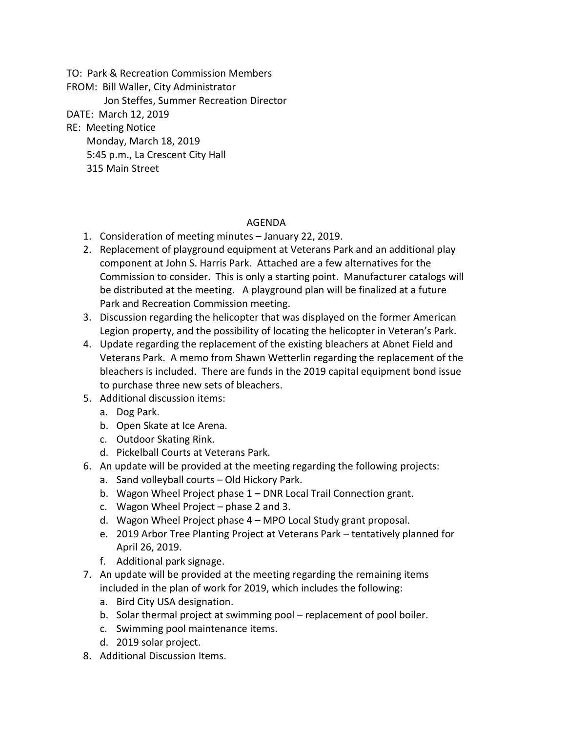TO: Park & Recreation Commission Members
FROM: Bill Waller, City Administrator
Jon Steffes, Summer Recreation Director
DATE: March 12, 2019
RE: Meeting Notice
Monday, March 18, 2019
5:45 p.m., La Crescent City Hall
315 Main Street

## AGENDA

1. Consideration of meeting minutes – January 22, 2019.
2. Replacement of playground equipment at Veterans Park and an additional play component at John S. Harris Park. Attached are a few alternatives for the Commission to consider. This is only a starting point. Manufacturer catalogs will be distributed at the meeting. A playground plan will be finalized at a future Park and Recreation Commission meeting.
3. Discussion regarding the helicopter that was displayed on the former American Legion property, and the possibility of locating the helicopter in Veteran's Park.
4. Update regarding the replacement of the existing bleachers at Abnet Field and Veterans Park. A memo from Shawn Wetterlin regarding the replacement of the bleachers is included. There are funds in the 2019 capital equipment bond issue to purchase three new sets of bleachers.
5. Additional discussion items:
   a. Dog Park.
   b. Open Skate at Ice Arena.
   c. Outdoor Skating Rink.
   d. Pickelball Courts at Veterans Park.
6. An update will be provided at the meeting regarding the following projects:
   a. Sand volleyball courts – Old Hickory Park.
   b. Wagon Wheel Project phase 1 – DNR Local Trail Connection grant.
   c. Wagon Wheel Project – phase 2 and 3.
   d. Wagon Wheel Project phase 4 – MPO Local Study grant proposal.
   e. 2019 Arbor Tree Planting Project at Veterans Park – tentatively planned for April 26, 2019.
   f. Additional park signage.
7. An update will be provided at the meeting regarding the remaining items included in the plan of work for 2019, which includes the following:
   a. Bird City USA designation.
   b. Solar thermal project at swimming pool – replacement of pool boiler.
   c. Swimming pool maintenance items.
   d. 2019 solar project.
8. Additional Discussion Items.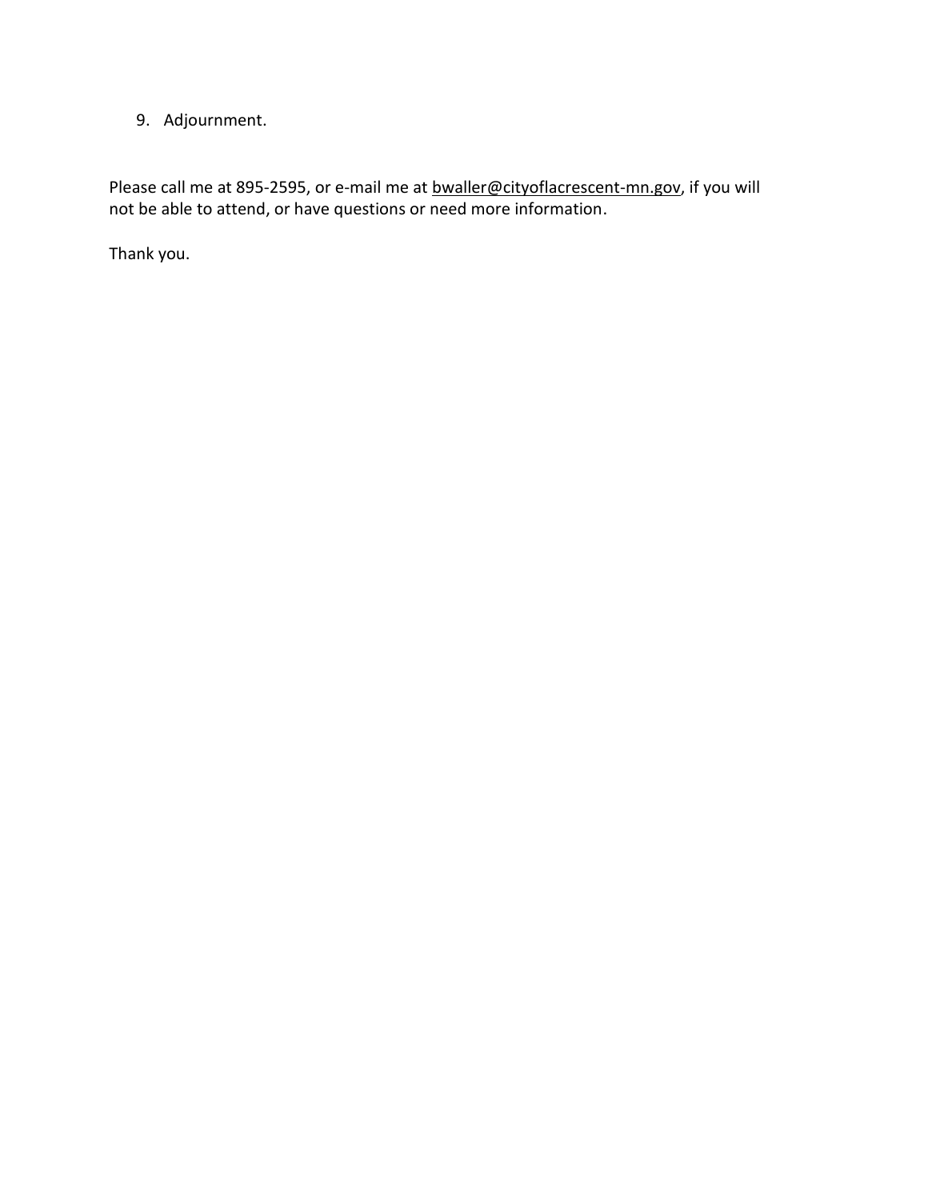9. Adjournment.

Please call me at 895-2595, or e-mail me at bwaller@cityoflacrescent-mn.gov, if you will not be able to attend, or have questions or need more information.

Thank you.